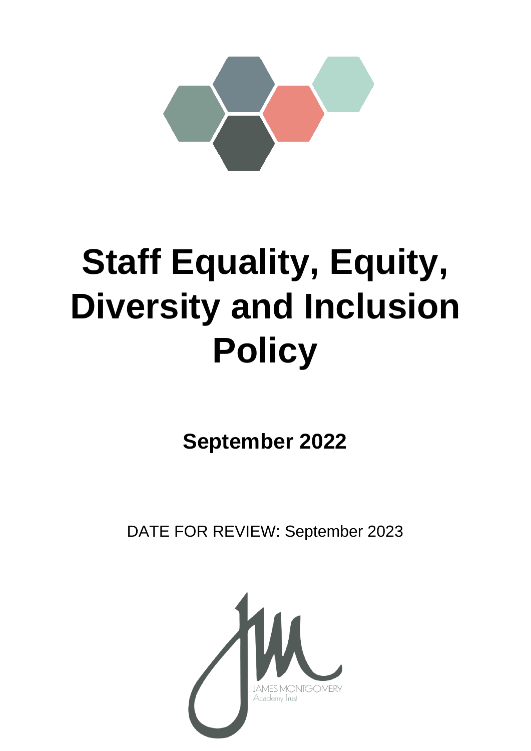# Staff Equality, Equity, Diversity and Inclusion Policy

**September 2022**

DATE FOR REVIEW: September 2023

JAMES MONTGOMERY
Academy Trust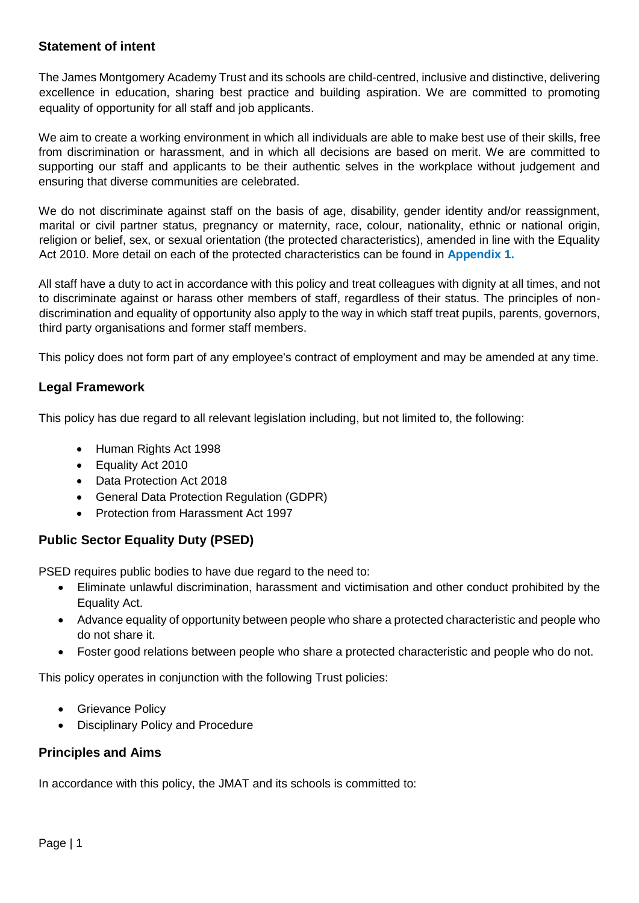## Statement of intent

The James Montgomery Academy Trust and its schools are child-centred, inclusive and distinctive, delivering excellence in education, sharing best practice and building aspiration. We are committed to promoting equality of opportunity for all staff and job applicants.

We aim to create a working environment in which all individuals are able to make best use of their skills, free from discrimination or harassment, and in which all decisions are based on merit. We are committed to supporting our staff and applicants to be their authentic selves in the workplace without judgement and ensuring that diverse communities are celebrated.

We do not discriminate against staff on the basis of age, disability, gender identity and/or reassignment, marital or civil partner status, pregnancy or maternity, race, colour, nationality, ethnic or national origin, religion or belief, sex, or sexual orientation (the protected characteristics), amended in line with the Equality Act 2010. More detail on each of the protected characteristics can be found in **Appendix 1.**

All staff have a duty to act in accordance with this policy and treat colleagues with dignity at all times, and not to discriminate against or harass other members of staff, regardless of their status. The principles of non-discrimination and equality of opportunity also apply to the way in which staff treat pupils, parents, governors, third party organisations and former staff members.

This policy does not form part of any employee's contract of employment and may be amended at any time.

## Legal Framework

This policy has due regard to all relevant legislation including, but not limited to, the following:

- Human Rights Act 1998
- Equality Act 2010
- Data Protection Act 2018
- General Data Protection Regulation (GDPR)
- Protection from Harassment Act 1997

## Public Sector Equality Duty (PSED)

PSED requires public bodies to have due regard to the need to:

- Eliminate unlawful discrimination, harassment and victimisation and other conduct prohibited by the Equality Act.
- Advance equality of opportunity between people who share a protected characteristic and people who do not share it.
- Foster good relations between people who share a protected characteristic and people who do not.

This policy operates in conjunction with the following Trust policies:

- Grievance Policy
- Disciplinary Policy and Procedure

## Principles and Aims

In accordance with this policy, the JMAT and its schools is committed to: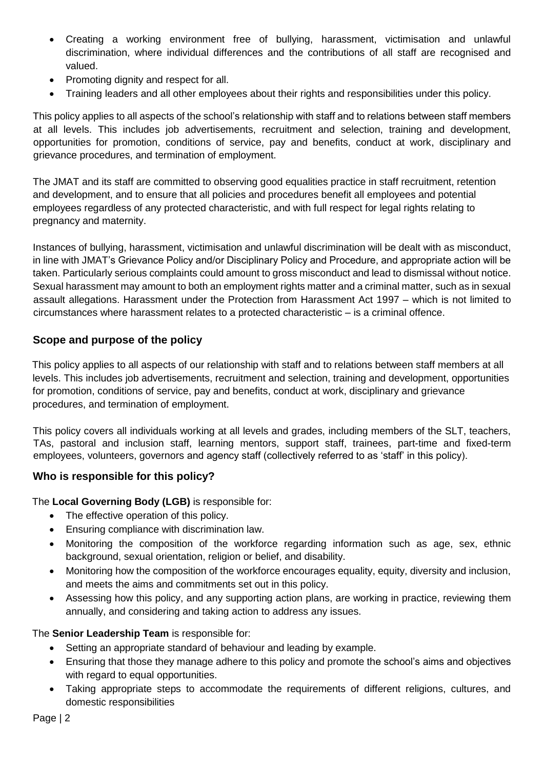- Creating a working environment free of bullying, harassment, victimisation and unlawful discrimination, where individual differences and the contributions of all staff are recognised and valued.
- Promoting dignity and respect for all.
- Training leaders and all other employees about their rights and responsibilities under this policy.

This policy applies to all aspects of the school's relationship with staff and to relations between staff members at all levels. This includes job advertisements, recruitment and selection, training and development, opportunities for promotion, conditions of service, pay and benefits, conduct at work, disciplinary and grievance procedures, and termination of employment.

The JMAT and its staff are committed to observing good equalities practice in staff recruitment, retention and development, and to ensure that all policies and procedures benefit all employees and potential employees regardless of any protected characteristic, and with full respect for legal rights relating to pregnancy and maternity.

Instances of bullying, harassment, victimisation and unlawful discrimination will be dealt with as misconduct, in line with JMAT's Grievance Policy and/or Disciplinary Policy and Procedure, and appropriate action will be taken. Particularly serious complaints could amount to gross misconduct and lead to dismissal without notice. Sexual harassment may amount to both an employment rights matter and a criminal matter, such as in sexual assault allegations. Harassment under the Protection from Harassment Act 1997 – which is not limited to circumstances where harassment relates to a protected characteristic – is a criminal offence.

## Scope and purpose of the policy

This policy applies to all aspects of our relationship with staff and to relations between staff members at all levels. This includes job advertisements, recruitment and selection, training and development, opportunities for promotion, conditions of service, pay and benefits, conduct at work, disciplinary and grievance procedures, and termination of employment.

This policy covers all individuals working at all levels and grades, including members of the SLT, teachers, TAs, pastoral and inclusion staff, learning mentors, support staff, trainees, part-time and fixed-term employees, volunteers, governors and agency staff (collectively referred to as 'staff' in this policy).

## Who is responsible for this policy?

The **Local Governing Body (LGB)** is responsible for:

- The effective operation of this policy.
- Ensuring compliance with discrimination law.
- Monitoring the composition of the workforce regarding information such as age, sex, ethnic background, sexual orientation, religion or belief, and disability.
- Monitoring how the composition of the workforce encourages equality, equity, diversity and inclusion, and meets the aims and commitments set out in this policy.
- Assessing how this policy, and any supporting action plans, are working in practice, reviewing them annually, and considering and taking action to address any issues.

The **Senior Leadership Team** is responsible for:

- Setting an appropriate standard of behaviour and leading by example.
- Ensuring that those they manage adhere to this policy and promote the school's aims and objectives with regard to equal opportunities.
- Taking appropriate steps to accommodate the requirements of different religions, cultures, and domestic responsibilities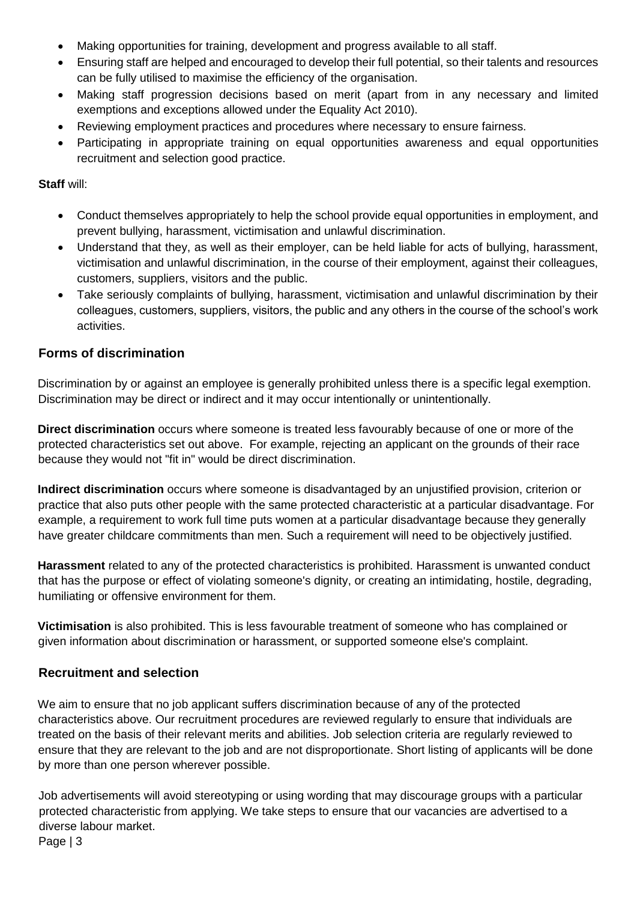- Making opportunities for training, development and progress available to all staff.
- Ensuring staff are helped and encouraged to develop their full potential, so their talents and resources can be fully utilised to maximise the efficiency of the organisation.
- Making staff progression decisions based on merit (apart from in any necessary and limited exemptions and exceptions allowed under the Equality Act 2010).
- Reviewing employment practices and procedures where necessary to ensure fairness.
- Participating in appropriate training on equal opportunities awareness and equal opportunities recruitment and selection good practice.

**Staff** will:

- Conduct themselves appropriately to help the school provide equal opportunities in employment, and prevent bullying, harassment, victimisation and unlawful discrimination.
- Understand that they, as well as their employer, can be held liable for acts of bullying, harassment, victimisation and unlawful discrimination, in the course of their employment, against their colleagues, customers, suppliers, visitors and the public.
- Take seriously complaints of bullying, harassment, victimisation and unlawful discrimination by their colleagues, customers, suppliers, visitors, the public and any others in the course of the school's work activities.

## Forms of discrimination

Discrimination by or against an employee is generally prohibited unless there is a specific legal exemption. Discrimination may be direct or indirect and it may occur intentionally or unintentionally.

**Direct discrimination** occurs where someone is treated less favourably because of one or more of the protected characteristics set out above. For example, rejecting an applicant on the grounds of their race because they would not "fit in" would be direct discrimination.

**Indirect discrimination** occurs where someone is disadvantaged by an unjustified provision, criterion or practice that also puts other people with the same protected characteristic at a particular disadvantage. For example, a requirement to work full time puts women at a particular disadvantage because they generally have greater childcare commitments than men. Such a requirement will need to be objectively justified.

**Harassment** related to any of the protected characteristics is prohibited. Harassment is unwanted conduct that has the purpose or effect of violating someone's dignity, or creating an intimidating, hostile, degrading, humiliating or offensive environment for them.

**Victimisation** is also prohibited. This is less favourable treatment of someone who has complained or given information about discrimination or harassment, or supported someone else's complaint.

## Recruitment and selection

We aim to ensure that no job applicant suffers discrimination because of any of the protected characteristics above. Our recruitment procedures are reviewed regularly to ensure that individuals are treated on the basis of their relevant merits and abilities. Job selection criteria are regularly reviewed to ensure that they are relevant to the job and are not disproportionate. Short listing of applicants will be done by more than one person wherever possible.

Job advertisements will avoid stereotyping or using wording that may discourage groups with a particular protected characteristic from applying. We take steps to ensure that our vacancies are advertised to a diverse labour market.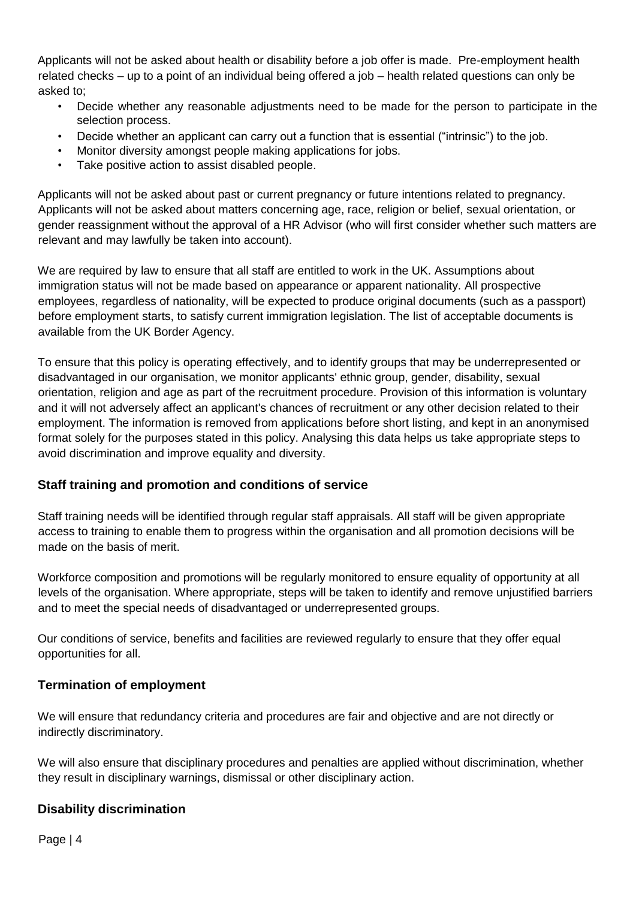Applicants will not be asked about health or disability before a job offer is made. Pre-employment health related checks – up to a point of an individual being offered a job – health related questions can only be asked to;

- Decide whether any reasonable adjustments need to be made for the person to participate in the selection process.
- Decide whether an applicant can carry out a function that is essential ("intrinsic") to the job.
- Monitor diversity amongst people making applications for jobs.
- Take positive action to assist disabled people.

Applicants will not be asked about past or current pregnancy or future intentions related to pregnancy. Applicants will not be asked about matters concerning age, race, religion or belief, sexual orientation, or gender reassignment without the approval of a HR Advisor (who will first consider whether such matters are relevant and may lawfully be taken into account).

We are required by law to ensure that all staff are entitled to work in the UK. Assumptions about immigration status will not be made based on appearance or apparent nationality. All prospective employees, regardless of nationality, will be expected to produce original documents (such as a passport) before employment starts, to satisfy current immigration legislation. The list of acceptable documents is available from the UK Border Agency.

To ensure that this policy is operating effectively, and to identify groups that may be underrepresented or disadvantaged in our organisation, we monitor applicants' ethnic group, gender, disability, sexual orientation, religion and age as part of the recruitment procedure. Provision of this information is voluntary and it will not adversely affect an applicant's chances of recruitment or any other decision related to their employment. The information is removed from applications before short listing, and kept in an anonymised format solely for the purposes stated in this policy. Analysing this data helps us take appropriate steps to avoid discrimination and improve equality and diversity.

## Staff training and promotion and conditions of service

Staff training needs will be identified through regular staff appraisals. All staff will be given appropriate access to training to enable them to progress within the organisation and all promotion decisions will be made on the basis of merit.

Workforce composition and promotions will be regularly monitored to ensure equality of opportunity at all levels of the organisation. Where appropriate, steps will be taken to identify and remove unjustified barriers and to meet the special needs of disadvantaged or underrepresented groups.

Our conditions of service, benefits and facilities are reviewed regularly to ensure that they offer equal opportunities for all.

## Termination of employment

We will ensure that redundancy criteria and procedures are fair and objective and are not directly or indirectly discriminatory.

We will also ensure that disciplinary procedures and penalties are applied without discrimination, whether they result in disciplinary warnings, dismissal or other disciplinary action.

## Disability discrimination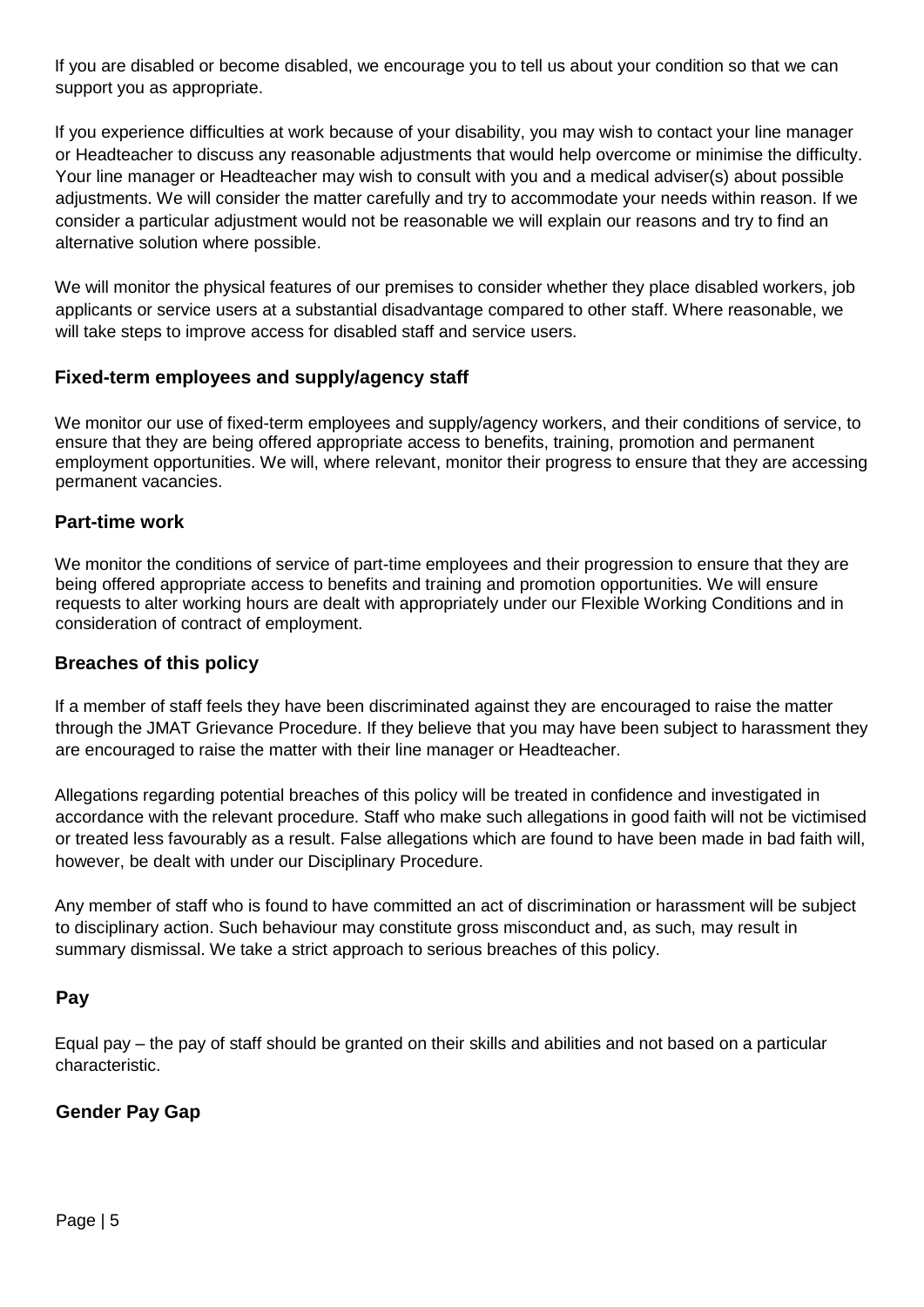If you are disabled or become disabled, we encourage you to tell us about your condition so that we can support you as appropriate.

If you experience difficulties at work because of your disability, you may wish to contact your line manager or Headteacher to discuss any reasonable adjustments that would help overcome or minimise the difficulty. Your line manager or Headteacher may wish to consult with you and a medical adviser(s) about possible adjustments. We will consider the matter carefully and try to accommodate your needs within reason. If we consider a particular adjustment would not be reasonable we will explain our reasons and try to find an alternative solution where possible.

We will monitor the physical features of our premises to consider whether they place disabled workers, job applicants or service users at a substantial disadvantage compared to other staff. Where reasonable, we will take steps to improve access for disabled staff and service users.

## Fixed-term employees and supply/agency staff

We monitor our use of fixed-term employees and supply/agency workers, and their conditions of service, to ensure that they are being offered appropriate access to benefits, training, promotion and permanent employment opportunities. We will, where relevant, monitor their progress to ensure that they are accessing permanent vacancies.

## Part-time work

We monitor the conditions of service of part-time employees and their progression to ensure that they are being offered appropriate access to benefits and training and promotion opportunities. We will ensure requests to alter working hours are dealt with appropriately under our Flexible Working Conditions and in consideration of contract of employment.

## Breaches of this policy

If a member of staff feels they have been discriminated against they are encouraged to raise the matter through the JMAT Grievance Procedure. If they believe that you may have been subject to harassment they are encouraged to raise the matter with their line manager or Headteacher.

Allegations regarding potential breaches of this policy will be treated in confidence and investigated in accordance with the relevant procedure. Staff who make such allegations in good faith will not be victimised or treated less favourably as a result. False allegations which are found to have been made in bad faith will, however, be dealt with under our Disciplinary Procedure.

Any member of staff who is found to have committed an act of discrimination or harassment will be subject to disciplinary action. Such behaviour may constitute gross misconduct and, as such, may result in summary dismissal. We take a strict approach to serious breaches of this policy.

## Pay

Equal pay – the pay of staff should be granted on their skills and abilities and not based on a particular characteristic.

## Gender Pay Gap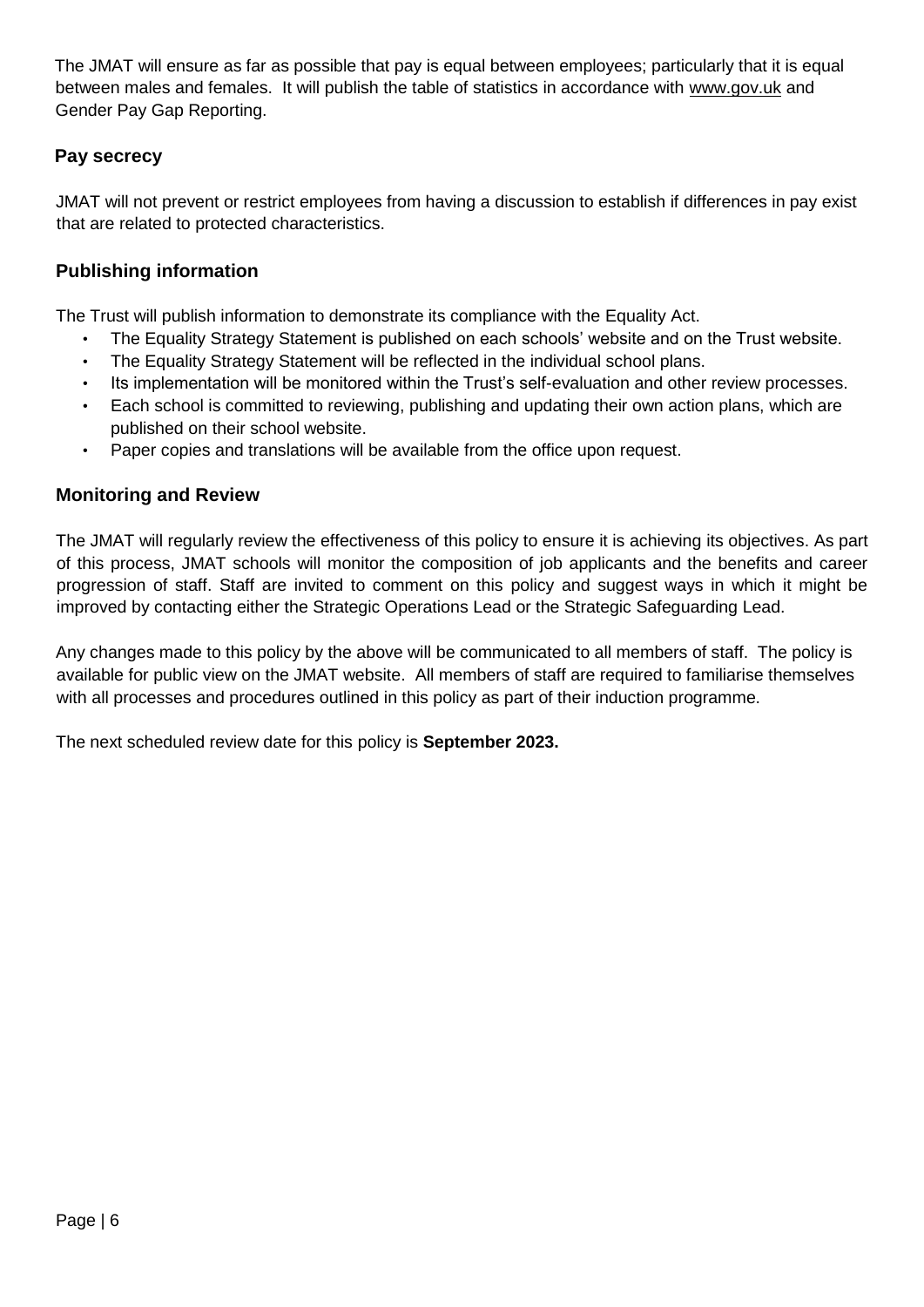The JMAT will ensure as far as possible that pay is equal between employees; particularly that it is equal between males and females. It will publish the table of statistics in accordance with www.gov.uk and Gender Pay Gap Reporting.

## Pay secrecy

JMAT will not prevent or restrict employees from having a discussion to establish if differences in pay exist that are related to protected characteristics.

## Publishing information

The Trust will publish information to demonstrate its compliance with the Equality Act.

- The Equality Strategy Statement is published on each schools' website and on the Trust website.
- The Equality Strategy Statement will be reflected in the individual school plans.
- Its implementation will be monitored within the Trust's self-evaluation and other review processes.
- Each school is committed to reviewing, publishing and updating their own action plans, which are published on their school website.
- Paper copies and translations will be available from the office upon request.

## Monitoring and Review

The JMAT will regularly review the effectiveness of this policy to ensure it is achieving its objectives. As part of this process, JMAT schools will monitor the composition of job applicants and the benefits and career progression of staff. Staff are invited to comment on this policy and suggest ways in which it might be improved by contacting either the Strategic Operations Lead or the Strategic Safeguarding Lead.

Any changes made to this policy by the above will be communicated to all members of staff. The policy is available for public view on the JMAT website. All members of staff are required to familiarise themselves with all processes and procedures outlined in this policy as part of their induction programme.

The next scheduled review date for this policy is **September 2023.**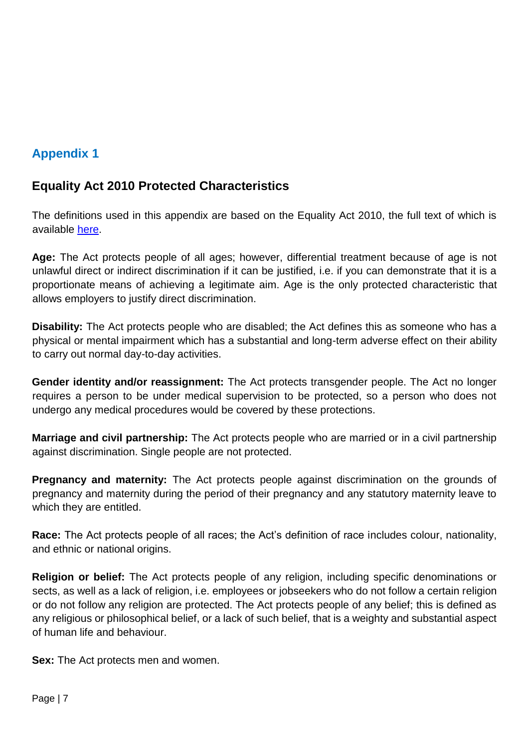## Appendix 1

### Equality Act 2010 Protected Characteristics

The definitions used in this appendix are based on the Equality Act 2010, the full text of which is available here.

**Age:** The Act protects people of all ages; however, differential treatment because of age is not unlawful direct or indirect discrimination if it can be justified, i.e. if you can demonstrate that it is a proportionate means of achieving a legitimate aim. Age is the only protected characteristic that allows employers to justify direct discrimination.

**Disability:** The Act protects people who are disabled; the Act defines this as someone who has a physical or mental impairment which has a substantial and long-term adverse effect on their ability to carry out normal day-to-day activities.

**Gender identity and/or reassignment:** The Act protects transgender people. The Act no longer requires a person to be under medical supervision to be protected, so a person who does not undergo any medical procedures would be covered by these protections.

**Marriage and civil partnership:** The Act protects people who are married or in a civil partnership against discrimination. Single people are not protected.

**Pregnancy and maternity:** The Act protects people against discrimination on the grounds of pregnancy and maternity during the period of their pregnancy and any statutory maternity leave to which they are entitled.

**Race:** The Act protects people of all races; the Act's definition of race includes colour, nationality, and ethnic or national origins.

**Religion or belief:** The Act protects people of any religion, including specific denominations or sects, as well as a lack of religion, i.e. employees or jobseekers who do not follow a certain religion or do not follow any religion are protected. The Act protects people of any belief; this is defined as any religious or philosophical belief, or a lack of such belief, that is a weighty and substantial aspect of human life and behaviour.

**Sex:** The Act protects men and women.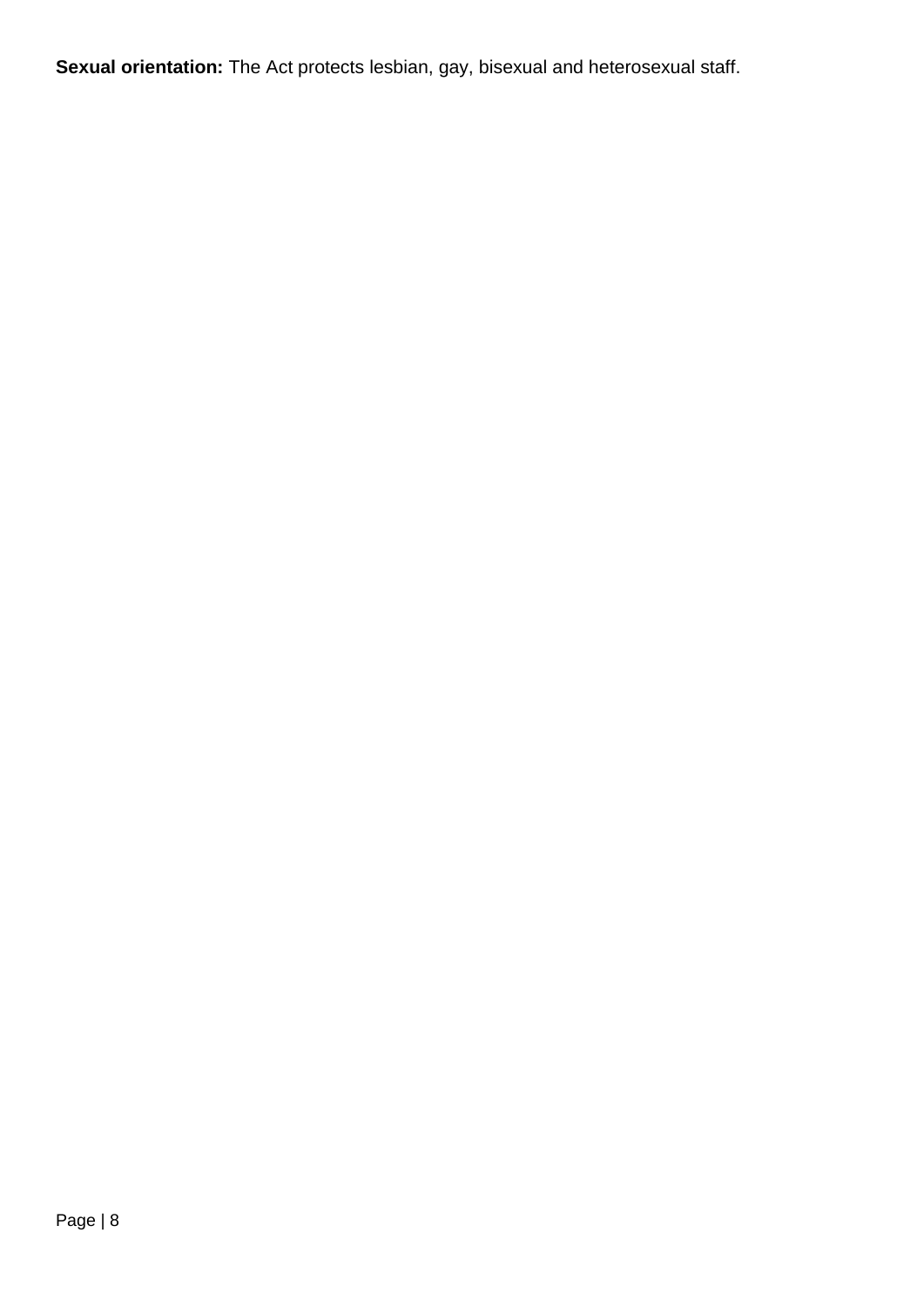**Sexual orientation:** The Act protects lesbian, gay, bisexual and heterosexual staff.